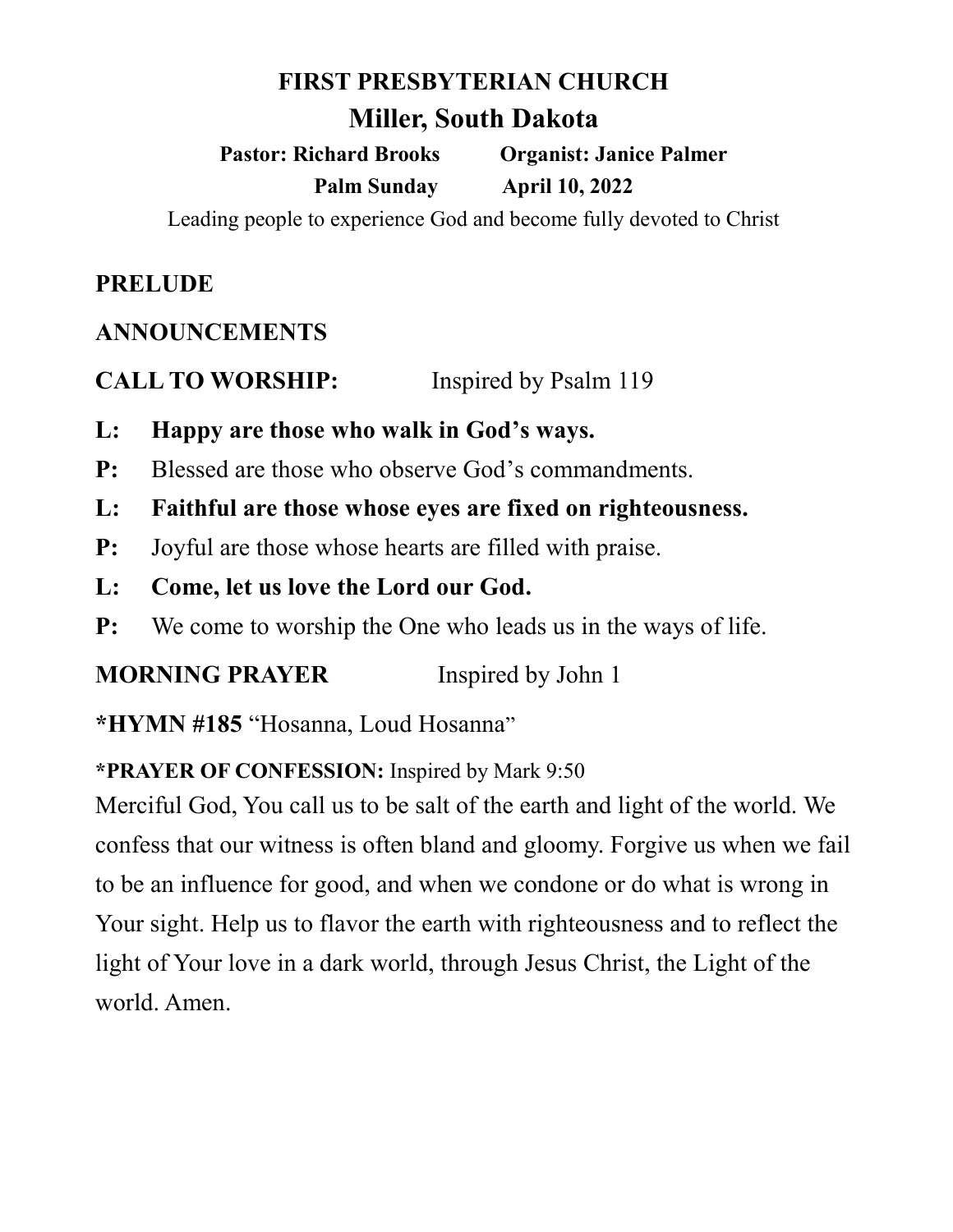# FIRST PRESBYTERIAN CHURCH

## Miller, South Dakota

**Pastor: Richard Brooks** **Organist: Janice Palmer**

**Palm Sunday** **April 10, 2022**

Leading people to experience God and become fully devoted to Christ

**PRELUDE**

**ANNOUNCEMENTS**

**CALL TO WORSHIP:** Inspired by Psalm 119

**L: Happy are those who walk in God's ways.**

**P:** Blessed are those who observe God's commandments.

**L: Faithful are those whose eyes are fixed on righteousness.**

**P:** Joyful are those whose hearts are filled with praise.

**L: Come, let us love the Lord our God.**

**P:** We come to worship the One who leads us in the ways of life.

**MORNING PRAYER** Inspired by John 1

***HYMN #185** "Hosanna, Loud Hosanna"

***PRAYER OF CONFESSION:** Inspired by Mark 9:50

Merciful God, You call us to be salt of the earth and light of the world. We confess that our witness is often bland and gloomy. Forgive us when we fail to be an influence for good, and when we condone or do what is wrong in Your sight. Help us to flavor the earth with righteousness and to reflect the light of Your love in a dark world, through Jesus Christ, the Light of the world. Amen.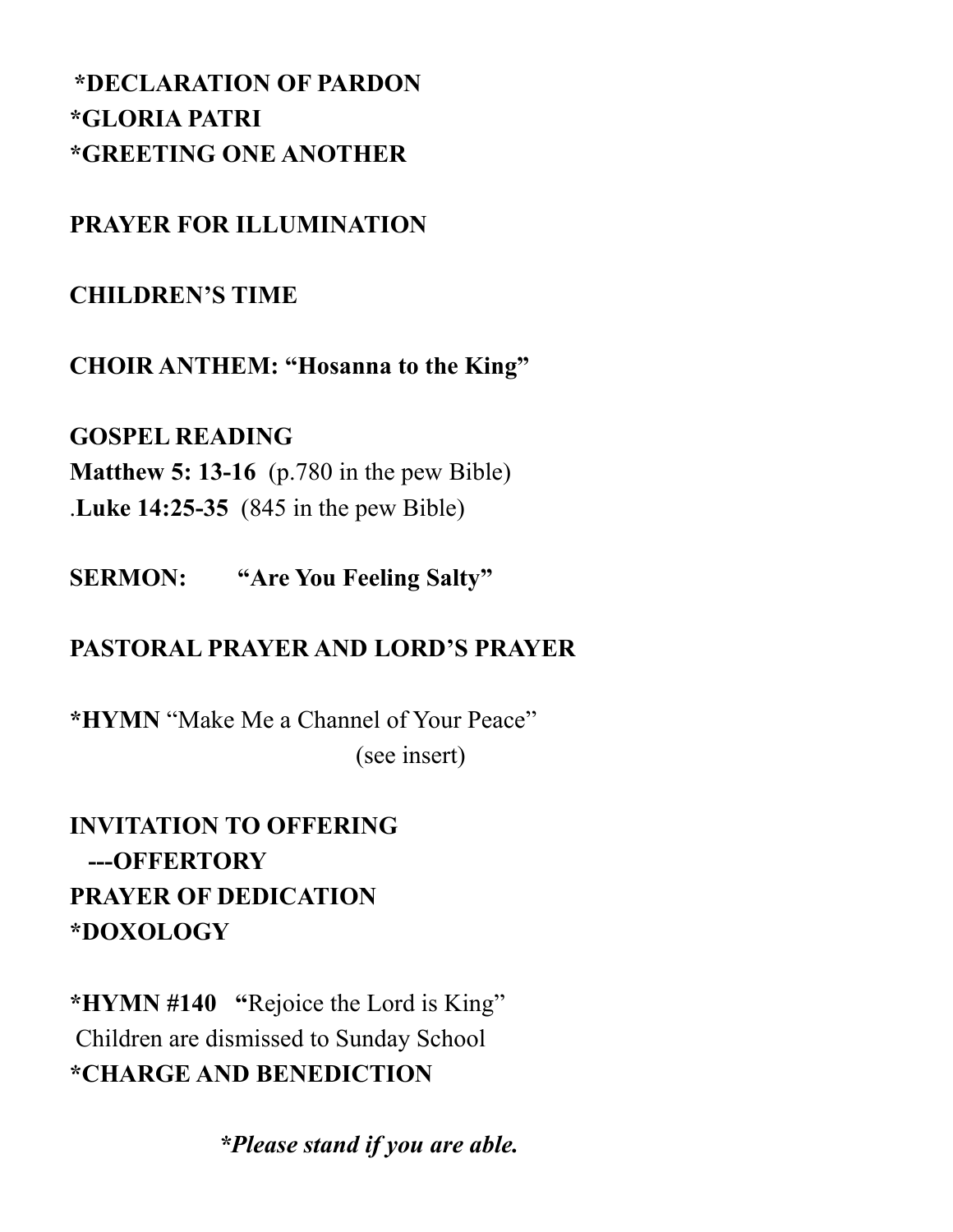**\*DECLARATION OF PARDON**
**\*GLORIA PATRI**
**\*GREETING ONE ANOTHER**

**PRAYER FOR ILLUMINATION**

**CHILDREN'S TIME**

**CHOIR ANTHEM: "Hosanna to the King"**

**GOSPEL READING**
**Matthew 5: 13-16** (p.780 in the pew Bible)
.**Luke 14:25-35** (845 in the pew Bible)

**SERMON: "Are You Feeling Salty"**

**PASTORAL PRAYER AND LORD'S PRAYER**

**\*HYMN** "Make Me a Channel of Your Peace"
(see insert)

**INVITATION TO OFFERING**
**---OFFERTORY**
**PRAYER OF DEDICATION**
**\*DOXOLOGY**

**\*HYMN #140 "**Rejoice the Lord is King"
Children are dismissed to Sunday School
**\*CHARGE AND BENEDICTION**

***Please stand if you are able.***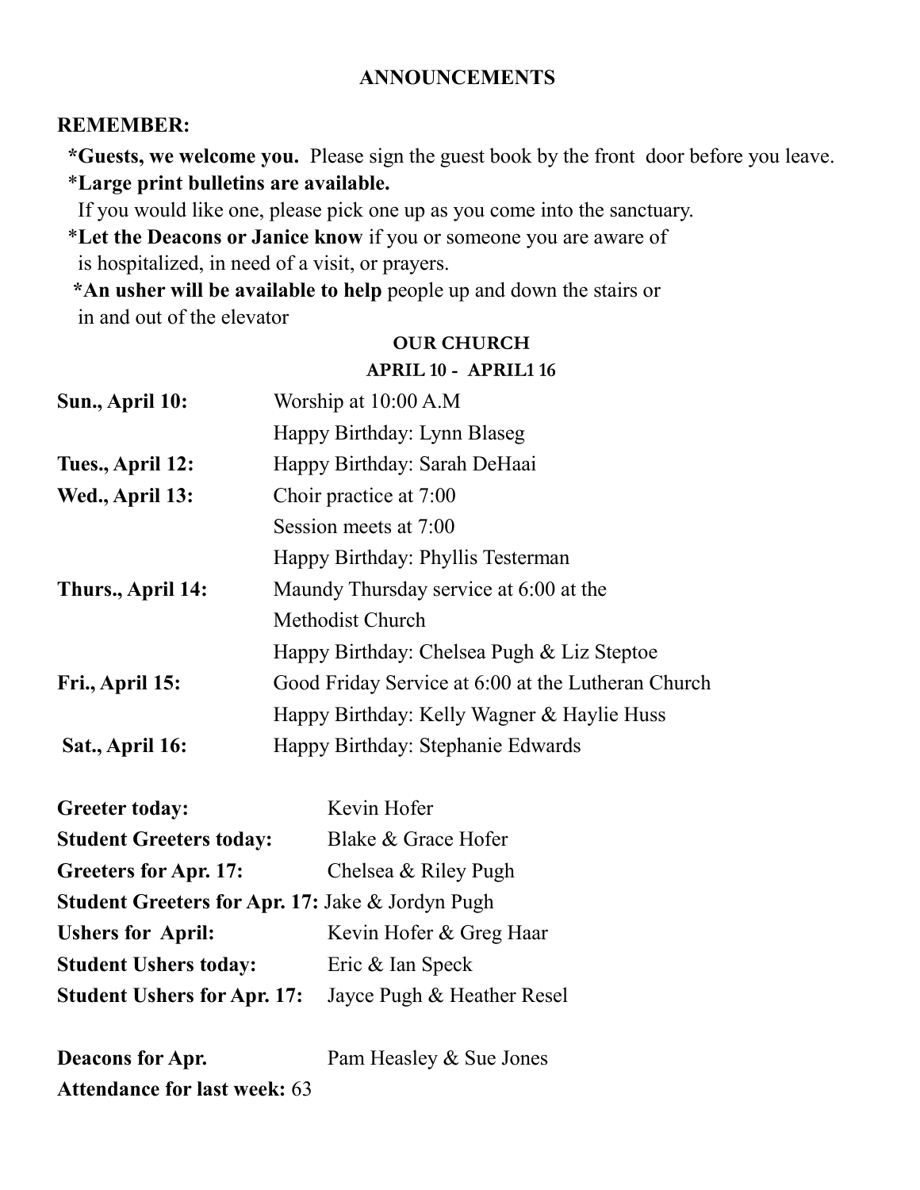## ANNOUNCEMENTS

**REMEMBER:**

*__Guests, we welcome you.__ Please sign the guest book by the front door before you leave.

*__Large print bulletins are available.__
If you would like one, please pick one up as you come into the sanctuary.

*__Let the Deacons or Janice know__ if you or someone you are aware of is hospitalized, in need of a visit, or prayers.

*__An usher will be available to help__ people up and down the stairs or in and out of the elevator

### OUR CHURCH
### APRIL 10 - APRIL1 16

| | |
|---|---|
| **Sun., April 10:** | Worship at 10:00 A.M |
| | Happy Birthday: Lynn Blaseg |
| **Tues., April 12:** | Happy Birthday: Sarah DeHaai |
| **Wed., April 13:** | Choir practice at 7:00 |
| | Session meets at 7:00 |
| | Happy Birthday: Phyllis Testerman |
| **Thurs., April 14:** | Maundy Thursday service at 6:00 at the Methodist Church |
| | Happy Birthday: Chelsea Pugh & Liz Steptoe |
| **Fri., April 15:** | Good Friday Service at 6:00 at the Lutheran Church |
| | Happy Birthday: Kelly Wagner & Haylie Huss |
| **Sat., April 16:** | Happy Birthday: Stephanie Edwards |

**Greeter today:** Kevin Hofer
**Student Greeters today:** Blake & Grace Hofer
**Greeters for Apr. 17:** Chelsea & Riley Pugh
**Student Greeters for Apr. 17:** Jake & Jordyn Pugh
**Ushers for April:** Kevin Hofer & Greg Haar
**Student Ushers today:** Eric & Ian Speck
**Student Ushers for Apr. 17:** Jayce Pugh & Heather Resel

**Deacons for Apr.** Pam Heasley & Sue Jones
**Attendance for last week:** 63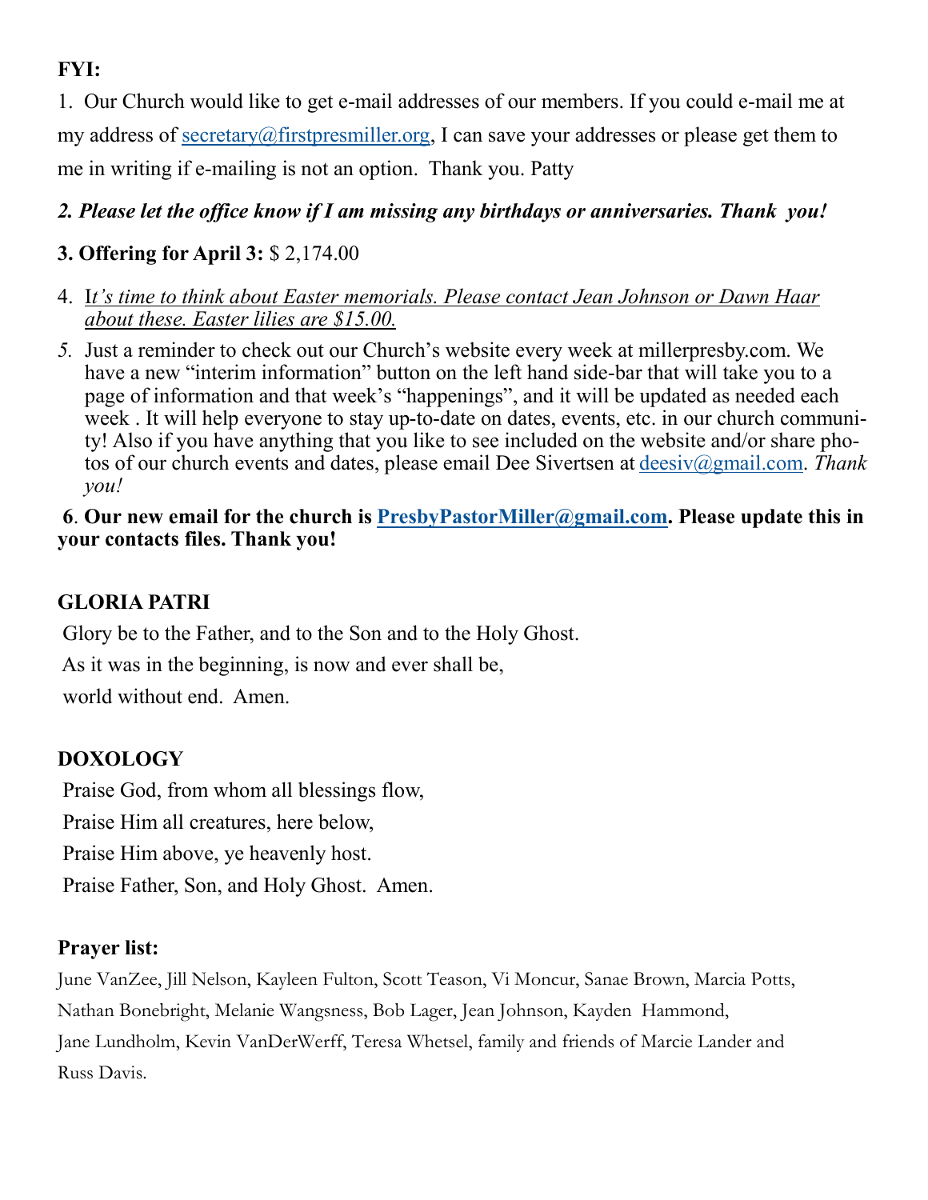**FYI:**

1. Our Church would like to get e-mail addresses of our members. If you could e-mail me at my address of secretary@firstpresmiller.org, I can save your addresses or please get them to me in writing if e-mailing is not an option. Thank you. Patty

***2. Please let the office know if I am missing any birthdays or anniversaries. Thank you!***

**3. Offering for April 3:** $ 2,174.00

4. *It's time to think about Easter memorials. Please contact Jean Johnson or Dawn Haar about these. Easter lilies are $15.00.*

5. Just a reminder to check out our Church's website every week at millerpresby.com. We have a new "interim information" button on the left hand side-bar that will take you to a page of information and that week's "happenings", and it will be updated as needed each week . It will help everyone to stay up-to-date on dates, events, etc. in our church community! Also if you have anything that you like to see included on the website and/or share photos of our church events and dates, please email Dee Sivertsen at deesiv@gmail.com. *Thank you!*

**6. Our new email for the church is PresbyPastorMiller@gmail.com. Please update this in your contacts files. Thank you!**

## GLORIA PATRI

Glory be to the Father, and to the Son and to the Holy Ghost.
As it was in the beginning, is now and ever shall be,
world without end. Amen.

## DOXOLOGY

Praise God, from whom all blessings flow,
Praise Him all creatures, here below,
Praise Him above, ye heavenly host.
Praise Father, Son, and Holy Ghost. Amen.

**Prayer list:**

June VanZee, Jill Nelson, Kayleen Fulton, Scott Teason, Vi Moncur, Sanae Brown, Marcia Potts, Nathan Bonebright, Melanie Wangsness, Bob Lager, Jean Johnson, Kayden Hammond, Jane Lundholm, Kevin VanDerWerff, Teresa Whetsel, family and friends of Marcie Lander and Russ Davis.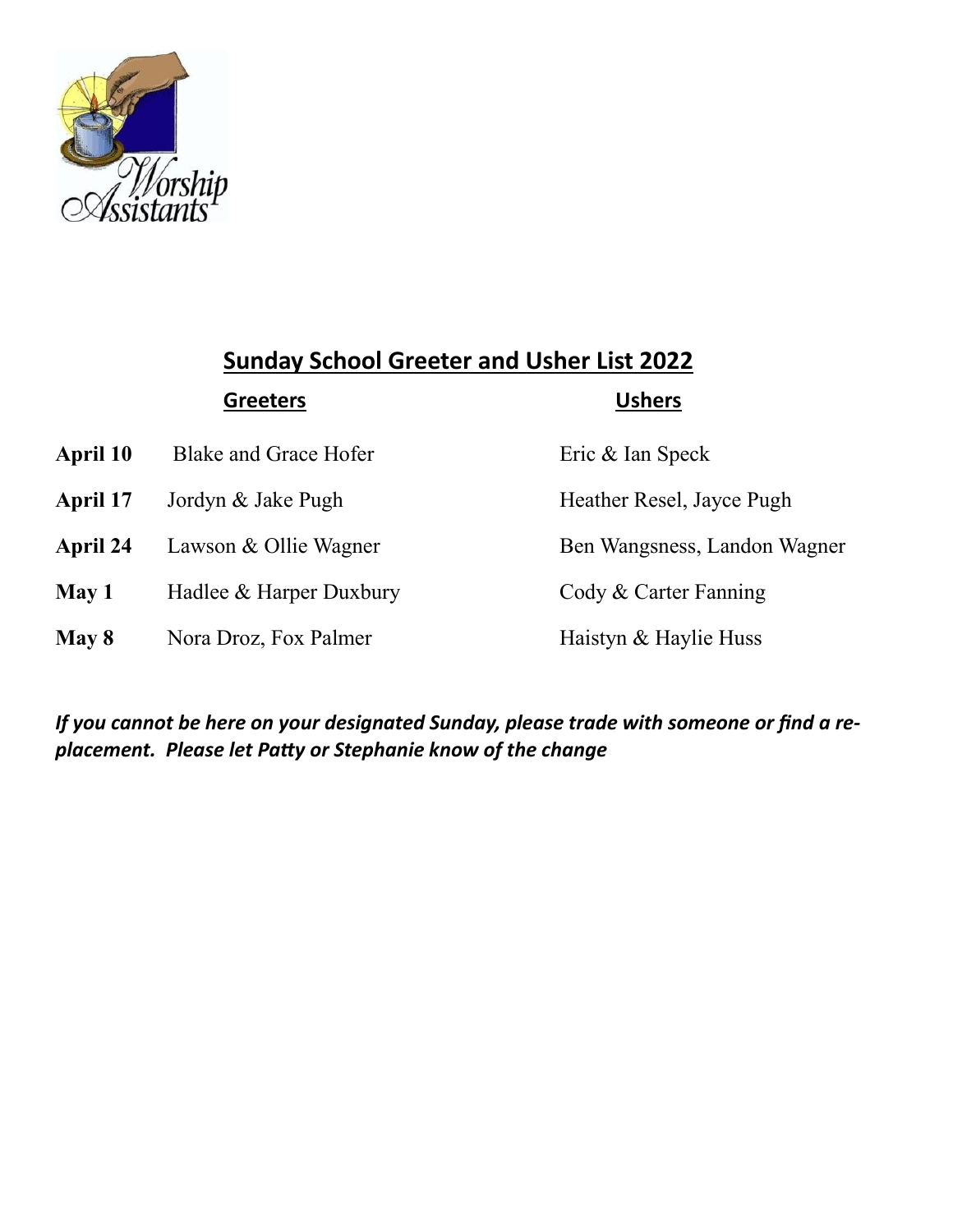## Sunday School Greeter and Usher List 2022

| | Greeters | Ushers |
|---|---|---|
| **April 10** | Blake and Grace Hofer | Eric & Ian Speck |
| **April 17** | Jordyn & Jake Pugh | Heather Resel, Jayce Pugh |
| **April 24** | Lawson & Ollie Wagner | Ben Wangsness, Landon Wagner |
| **May 1** | Hadlee & Harper Duxbury | Cody & Carter Fanning |
| **May 8** | Nora Droz, Fox Palmer | Haistyn & Haylie Huss |

***If you cannot be here on your designated Sunday, please trade with someone or find a replacement. Please let Patty or Stephanie know of the change***